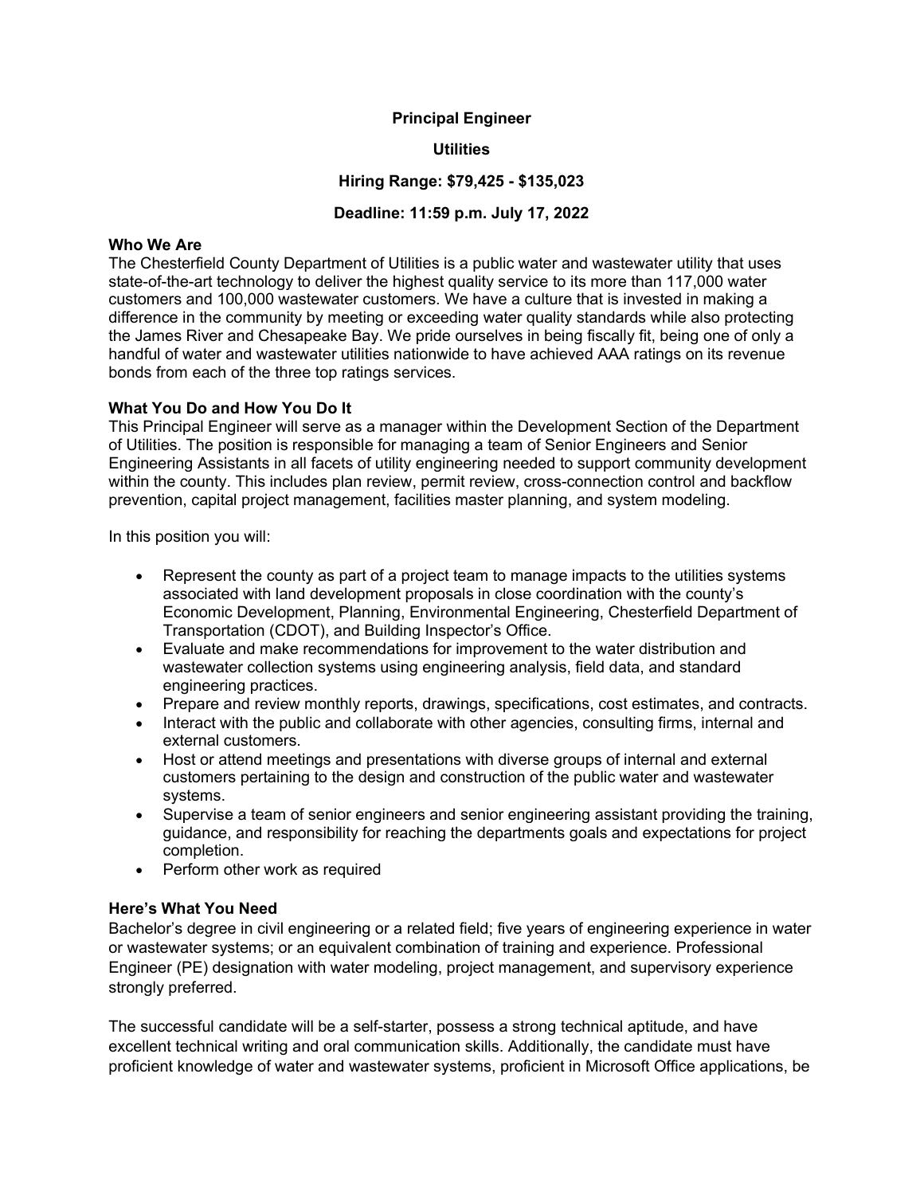**Principal Engineer**

**Utilities**

**Hiring Range: $79,425 - $135,023**

**Deadline: 11:59 p.m. July 17, 2022**

**Who We Are**

The Chesterfield County Department of Utilities is a public water and wastewater utility that uses state-of-the-art technology to deliver the highest quality service to its more than 117,000 water customers and 100,000 wastewater customers. We have a culture that is invested in making a difference in the community by meeting or exceeding water quality standards while also protecting the James River and Chesapeake Bay. We pride ourselves in being fiscally fit, being one of only a handful of water and wastewater utilities nationwide to have achieved AAA ratings on its revenue bonds from each of the three top ratings services.

**What You Do and How You Do It**

This Principal Engineer will serve as a manager within the Development Section of the Department of Utilities. The position is responsible for managing a team of Senior Engineers and Senior Engineering Assistants in all facets of utility engineering needed to support community development within the county. This includes plan review, permit review, cross-connection control and backflow prevention, capital project management, facilities master planning, and system modeling.

In this position you will:

- Represent the county as part of a project team to manage impacts to the utilities systems associated with land development proposals in close coordination with the county's Economic Development, Planning, Environmental Engineering, Chesterfield Department of Transportation (CDOT), and Building Inspector's Office.
- Evaluate and make recommendations for improvement to the water distribution and wastewater collection systems using engineering analysis, field data, and standard engineering practices.
- Prepare and review monthly reports, drawings, specifications, cost estimates, and contracts.
- Interact with the public and collaborate with other agencies, consulting firms, internal and external customers.
- Host or attend meetings and presentations with diverse groups of internal and external customers pertaining to the design and construction of the public water and wastewater systems.
- Supervise a team of senior engineers and senior engineering assistant providing the training, guidance, and responsibility for reaching the departments goals and expectations for project completion.
- Perform other work as required

**Here's What You Need**

Bachelor's degree in civil engineering or a related field; five years of engineering experience in water or wastewater systems; or an equivalent combination of training and experience. Professional Engineer (PE) designation with water modeling, project management, and supervisory experience strongly preferred.

The successful candidate will be a self-starter, possess a strong technical aptitude, and have excellent technical writing and oral communication skills. Additionally, the candidate must have proficient knowledge of water and wastewater systems, proficient in Microsoft Office applications, be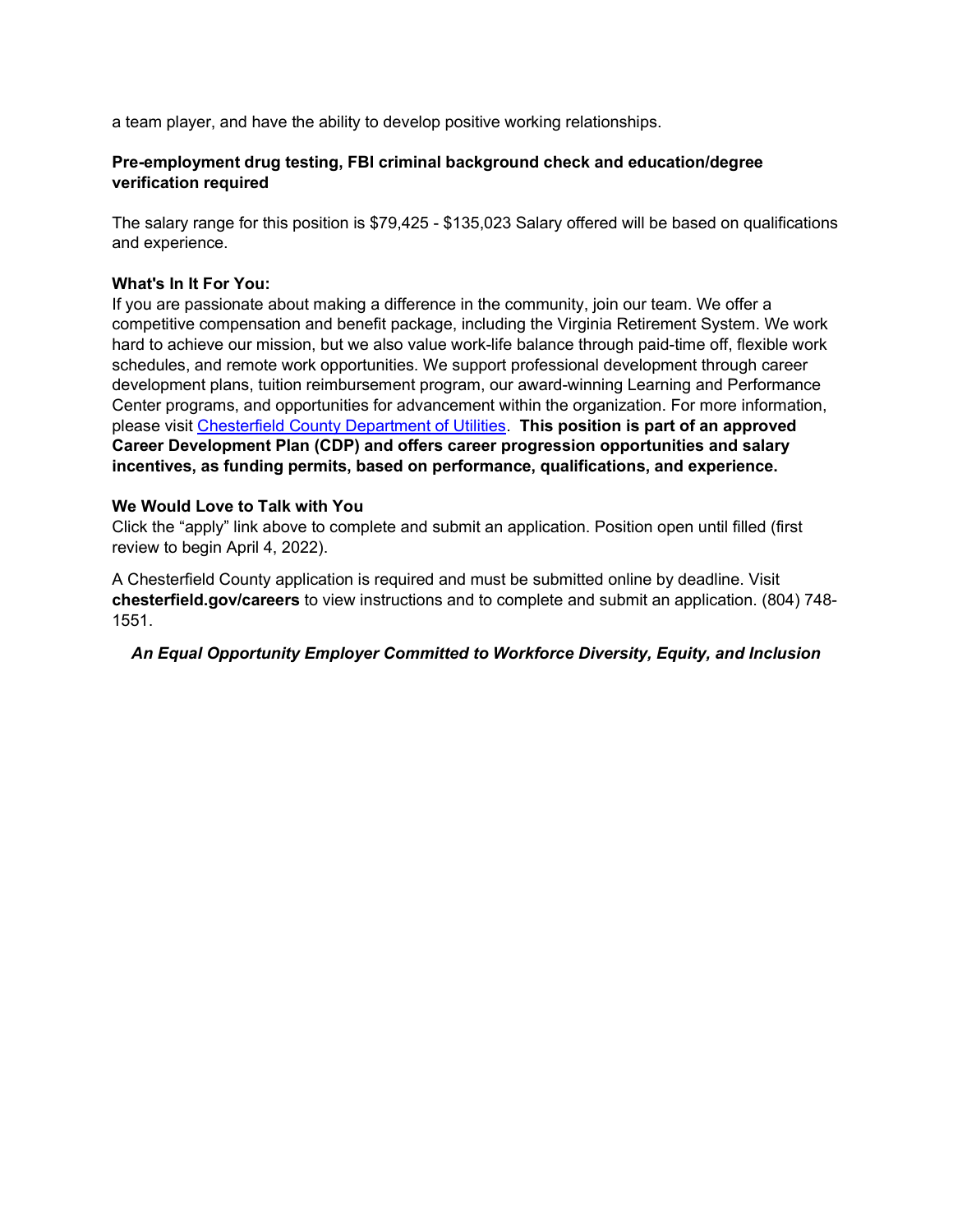a team player, and have the ability to develop positive working relationships.

**Pre-employment drug testing, FBI criminal background check and education/degree verification required**

The salary range for this position is $79,425 - $135,023 Salary offered will be based on qualifications and experience.

**What's In It For You:**
If you are passionate about making a difference in the community, join our team. We offer a competitive compensation and benefit package, including the Virginia Retirement System. We work hard to achieve our mission, but we also value work-life balance through paid-time off, flexible work schedules, and remote work opportunities. We support professional development through career development plans, tuition reimbursement program, our award-winning Learning and Performance Center programs, and opportunities for advancement within the organization. For more information, please visit Chesterfield County Department of Utilities. **This position is part of an approved Career Development Plan (CDP) and offers career progression opportunities and salary incentives, as funding permits, based on performance, qualifications, and experience.**

**We Would Love to Talk with You**
Click the "apply" link above to complete and submit an application. Position open until filled (first review to begin April 4, 2022).

A Chesterfield County application is required and must be submitted online by deadline. Visit **chesterfield.gov/careers** to view instructions and to complete and submit an application. (804) 748-1551.

***An Equal Opportunity Employer Committed to Workforce Diversity, Equity, and Inclusion***